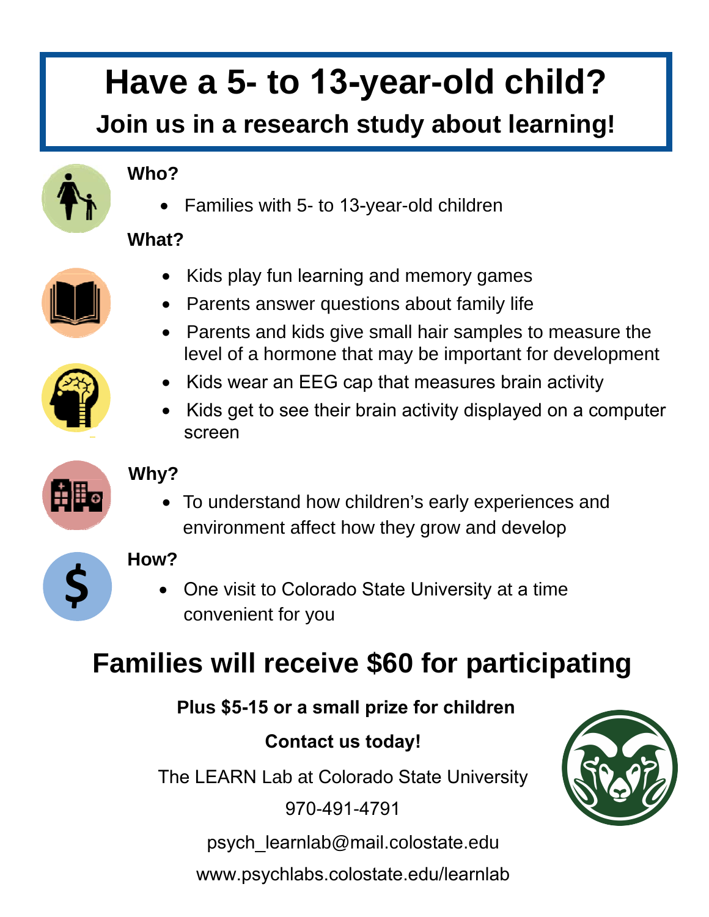# Have a 5- to 13-year-old child?

## Join us in a research study about learning!

**Who?**

- Families with 5- to 13-year-old children

**What?**

- Kids play fun learning and memory games
- Parents answer questions about family life
- Parents and kids give small hair samples to measure the level of a hormone that may be important for development
- Kids wear an EEG cap that measures brain activity
- Kids get to see their brain activity displayed on a computer screen

**Why?**

- To understand how children's early experiences and environment affect how they grow and develop

**How?**

- One visit to Colorado State University at a time convenient for you

## Families will receive $60 for participating

**Plus $5-15 or a small prize for children**

**Contact us today!**

The LEARN Lab at Colorado State University

970-491-4791

psych_learnlab@mail.colostate.edu

www.psychlabs.colostate.edu/learnlab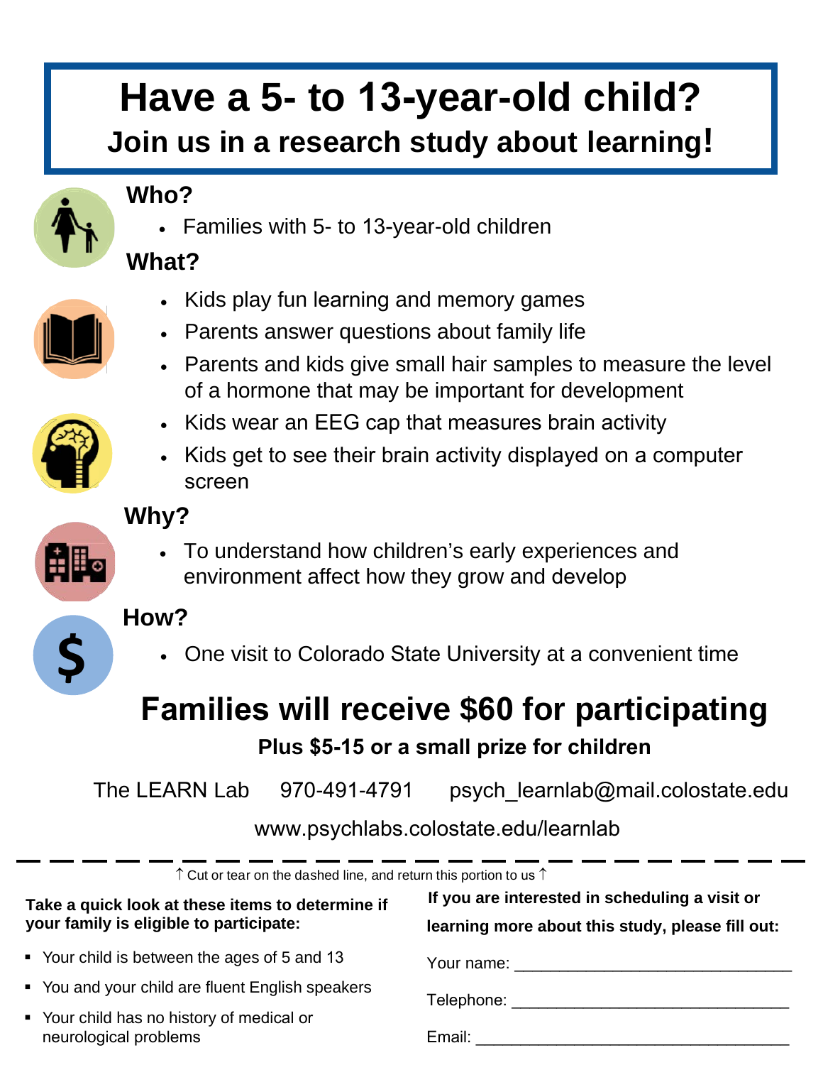# Have a 5- to 13-year-old child?

## Join us in a research study about learning!

### Who?

- Families with 5- to 13-year-old children

### What?

- Kids play fun learning and memory games
- Parents answer questions about family life
- Parents and kids give small hair samples to measure the level of a hormone that may be important for development
- Kids wear an EEG cap that measures brain activity
- Kids get to see their brain activity displayed on a computer screen

### Why?

- To understand how children's early experiences and environment affect how they grow and develop

### How?

- One visit to Colorado State University at a convenient time

## Families will receive $60 for participating

**Plus $5-15 or a small prize for children**

The LEARN Lab 970-491-4791 psych_learnlab@mail.colostate.edu

www.psychlabs.colostate.edu/learnlab

---

↑ Cut or tear on the dashed line, and return this portion to us ↑

**Take a quick look at these items to determine if your family is eligible to participate:**

- Your child is between the ages of 5 and 13
- You and your child are fluent English speakers
- Your child has no history of medical or neurological problems

**If you are interested in scheduling a visit or learning more about this study, please fill out:**

Your name: ______________________________

Telephone: ______________________________

Email: ______________________________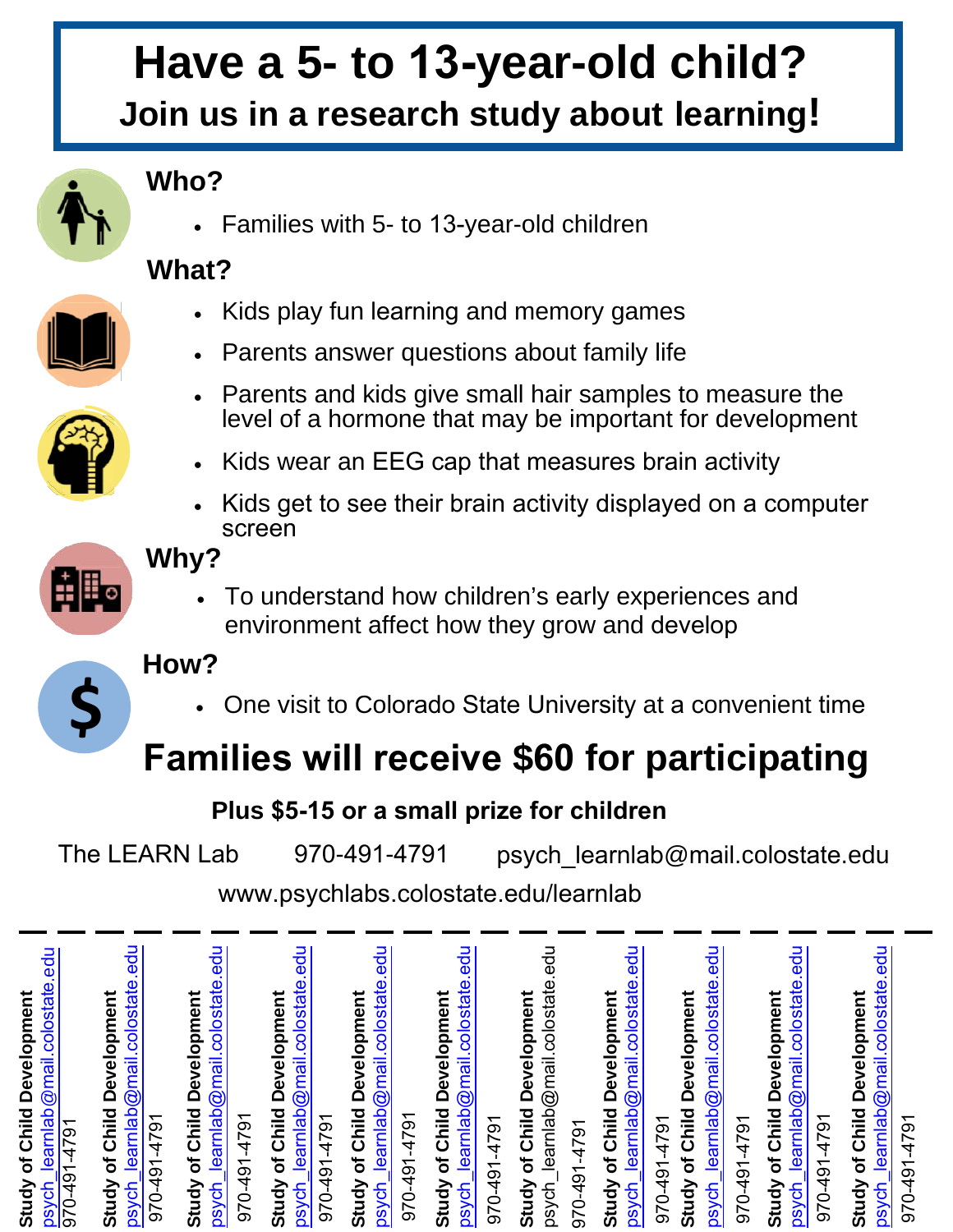# Have a 5- to 13-year-old child?

## Join us in a research study about learning!

### Who?

- Families with 5- to 13-year-old children

### What?

- Kids play fun learning and memory games
- Parents answer questions about family life
- Parents and kids give small hair samples to measure the level of a hormone that may be important for development
- Kids wear an EEG cap that measures brain activity
- Kids get to see their brain activity displayed on a computer screen

### Why?

- To understand how children's early experiences and environment affect how they grow and develop

### How?

- One visit to Colorado State University at a convenient time

## Families will receive $60 for participating

**Plus $5-15 or a small prize for children**

The LEARN Lab 970-491-4791 psych_learnlab@mail.colostate.edu

www.psychlabs.colostate.edu/learnlab

---

**Study of Child Development**
psych_learnlab@mail.colostate.edu
970-491-4791

**Study of Child Development**
psych_learnlab@mail.colostate.edu
970-491-4791

**Study of Child Development**
psych_learnlab@mail.colostate.edu
970-491-4791

**Study of Child Development**
psych_learnlab@mail.colostate.edu
970-491-4791

**Study of Child Development**
psych_learnlab@mail.colostate.edu
970-491-4791

**Study of Child Development**
psych_learnlab@mail.colostate.edu
970-491-4791

**Study of Child Development**
psych_learnlab@mail.colostate.edu
970-491-4791

**Study of Child Development**
psych_learnlab@mail.colostate.edu
970-491-4791

**Study of Child Development**
psych_learnlab@mail.colostate.edu
970-491-4791

**Study of Child Development**
psych_learnlab@mail.colostate.edu
970-491-4791

**Study of Child Development**
psych_learnlab@mail.colostate.edu
970-491-4791